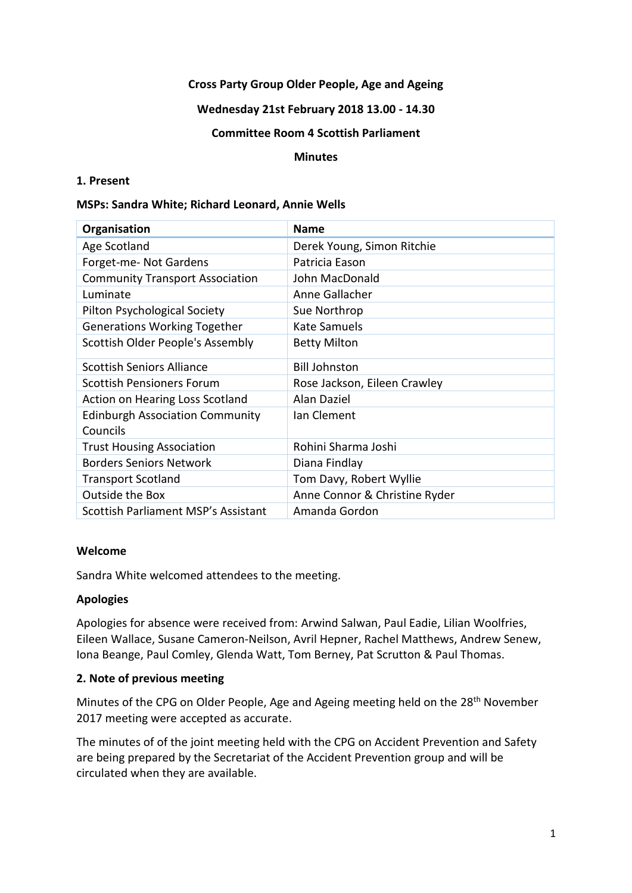**Cross Party Group Older People, Age and Ageing**

**Wednesday 21st February 2018 13.00 - 14.30**

**Committee Room 4 Scottish Parliament**

**Minutes**

**1. Present**

**MSPs: Sandra White; Richard Leonard, Annie Wells**

| Organisation | Name |
|---|---|
| Age Scotland | Derek Young, Simon Ritchie |
| Forget-me- Not Gardens | Patricia Eason |
| Community Transport Association | John MacDonald |
| Luminate | Anne Gallacher |
| Pilton Psychological Society | Sue Northrop |
| Generations Working Together | Kate Samuels |
| Scottish Older People's Assembly | Betty Milton |
| Scottish Seniors Alliance | Bill Johnston |
| Scottish Pensioners Forum | Rose Jackson, Eileen Crawley |
| Action on Hearing Loss Scotland | Alan Daziel |
| Edinburgh Association Community Councils | Ian Clement |
| Trust Housing Association | Rohini Sharma Joshi |
| Borders Seniors Network | Diana Findlay |
| Transport Scotland | Tom Davy, Robert Wyllie |
| Outside the Box | Anne Connor & Christine Ryder |
| Scottish Parliament MSP's Assistant | Amanda Gordon |

**Welcome**

Sandra White welcomed attendees to the meeting.

**Apologies**

Apologies for absence were received from: Arwind Salwan, Paul Eadie, Lilian Woolfries, Eileen Wallace, Susane Cameron-Neilson, Avril Hepner, Rachel Matthews, Andrew Senew, Iona Beange, Paul Comley, Glenda Watt, Tom Berney, Pat Scrutton & Paul Thomas.

**2. Note of previous meeting**

Minutes of the CPG on Older People, Age and Ageing meeting held on the 28th November 2017 meeting were accepted as accurate.

The minutes of of the joint meeting held with the CPG on Accident Prevention and Safety are being prepared by the Secretariat of the Accident Prevention group and will be circulated when they are available.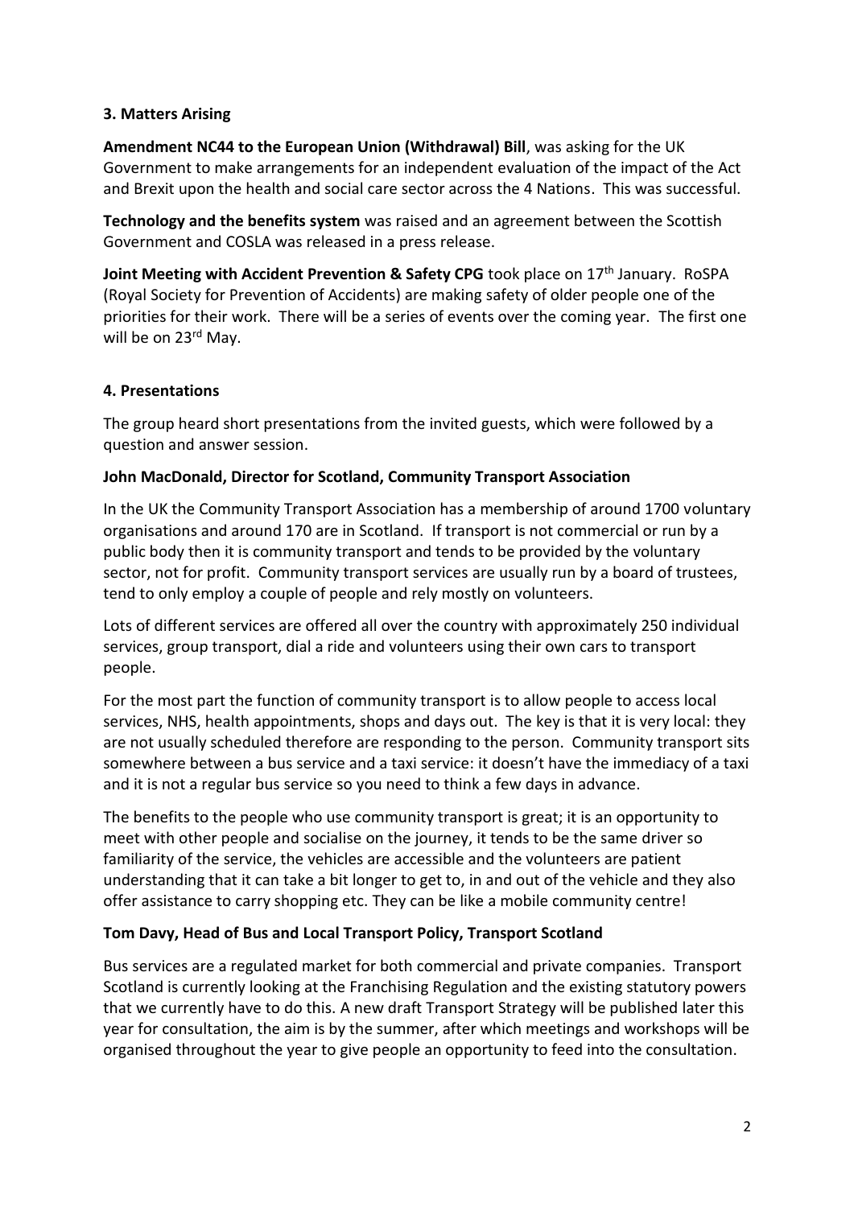## 3. Matters Arising

**Amendment NC44 to the European Union (Withdrawal) Bill**, was asking for the UK Government to make arrangements for an independent evaluation of the impact of the Act and Brexit upon the health and social care sector across the 4 Nations. This was successful.

**Technology and the benefits system** was raised and an agreement between the Scottish Government and COSLA was released in a press release.

**Joint Meeting with Accident Prevention & Safety CPG** took place on 17th January. RoSPA (Royal Society for Prevention of Accidents) are making safety of older people one of the priorities for their work. There will be a series of events over the coming year. The first one will be on 23rd May.

## 4. Presentations

The group heard short presentations from the invited guests, which were followed by a question and answer session.

**John MacDonald, Director for Scotland, Community Transport Association**

In the UK the Community Transport Association has a membership of around 1700 voluntary organisations and around 170 are in Scotland. If transport is not commercial or run by a public body then it is community transport and tends to be provided by the voluntary sector, not for profit. Community transport services are usually run by a board of trustees, tend to only employ a couple of people and rely mostly on volunteers.

Lots of different services are offered all over the country with approximately 250 individual services, group transport, dial a ride and volunteers using their own cars to transport people.

For the most part the function of community transport is to allow people to access local services, NHS, health appointments, shops and days out. The key is that it is very local: they are not usually scheduled therefore are responding to the person. Community transport sits somewhere between a bus service and a taxi service: it doesn't have the immediacy of a taxi and it is not a regular bus service so you need to think a few days in advance.

The benefits to the people who use community transport is great; it is an opportunity to meet with other people and socialise on the journey, it tends to be the same driver so familiarity of the service, the vehicles are accessible and the volunteers are patient understanding that it can take a bit longer to get to, in and out of the vehicle and they also offer assistance to carry shopping etc. They can be like a mobile community centre!

**Tom Davy, Head of Bus and Local Transport Policy, Transport Scotland**

Bus services are a regulated market for both commercial and private companies. Transport Scotland is currently looking at the Franchising Regulation and the existing statutory powers that we currently have to do this. A new draft Transport Strategy will be published later this year for consultation, the aim is by the summer, after which meetings and workshops will be organised throughout the year to give people an opportunity to feed into the consultation.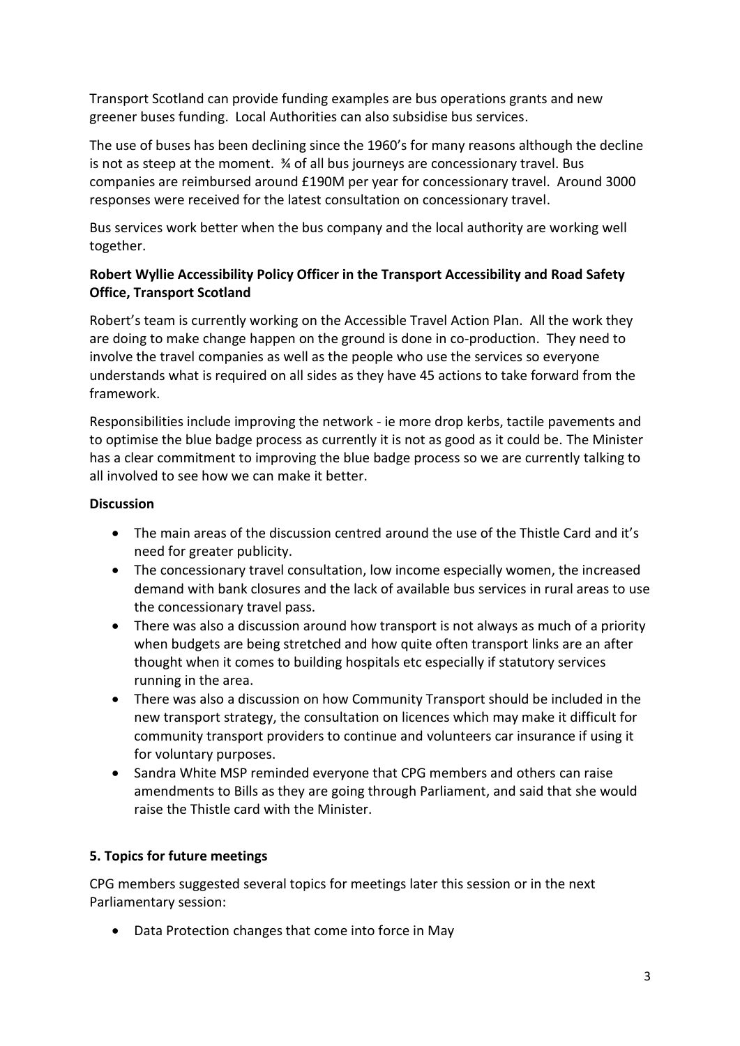Transport Scotland can provide funding examples are bus operations grants and new greener buses funding. Local Authorities can also subsidise bus services.

The use of buses has been declining since the 1960's for many reasons although the decline is not as steep at the moment. ¾ of all bus journeys are concessionary travel. Bus companies are reimbursed around £190M per year for concessionary travel. Around 3000 responses were received for the latest consultation on concessionary travel.

Bus services work better when the bus company and the local authority are working well together.

**Robert Wyllie Accessibility Policy Officer in the Transport Accessibility and Road Safety Office, Transport Scotland**

Robert's team is currently working on the Accessible Travel Action Plan. All the work they are doing to make change happen on the ground is done in co-production. They need to involve the travel companies as well as the people who use the services so everyone understands what is required on all sides as they have 45 actions to take forward from the framework.

Responsibilities include improving the network - ie more drop kerbs, tactile pavements and to optimise the blue badge process as currently it is not as good as it could be. The Minister has a clear commitment to improving the blue badge process so we are currently talking to all involved to see how we can make it better.

**Discussion**

- The main areas of the discussion centred around the use of the Thistle Card and it's need for greater publicity.
- The concessionary travel consultation, low income especially women, the increased demand with bank closures and the lack of available bus services in rural areas to use the concessionary travel pass.
- There was also a discussion around how transport is not always as much of a priority when budgets are being stretched and how quite often transport links are an after thought when it comes to building hospitals etc especially if statutory services running in the area.
- There was also a discussion on how Community Transport should be included in the new transport strategy, the consultation on licences which may make it difficult for community transport providers to continue and volunteers car insurance if using it for voluntary purposes.
- Sandra White MSP reminded everyone that CPG members and others can raise amendments to Bills as they are going through Parliament, and said that she would raise the Thistle card with the Minister.

**5. Topics for future meetings**

CPG members suggested several topics for meetings later this session or in the next Parliamentary session:

- Data Protection changes that come into force in May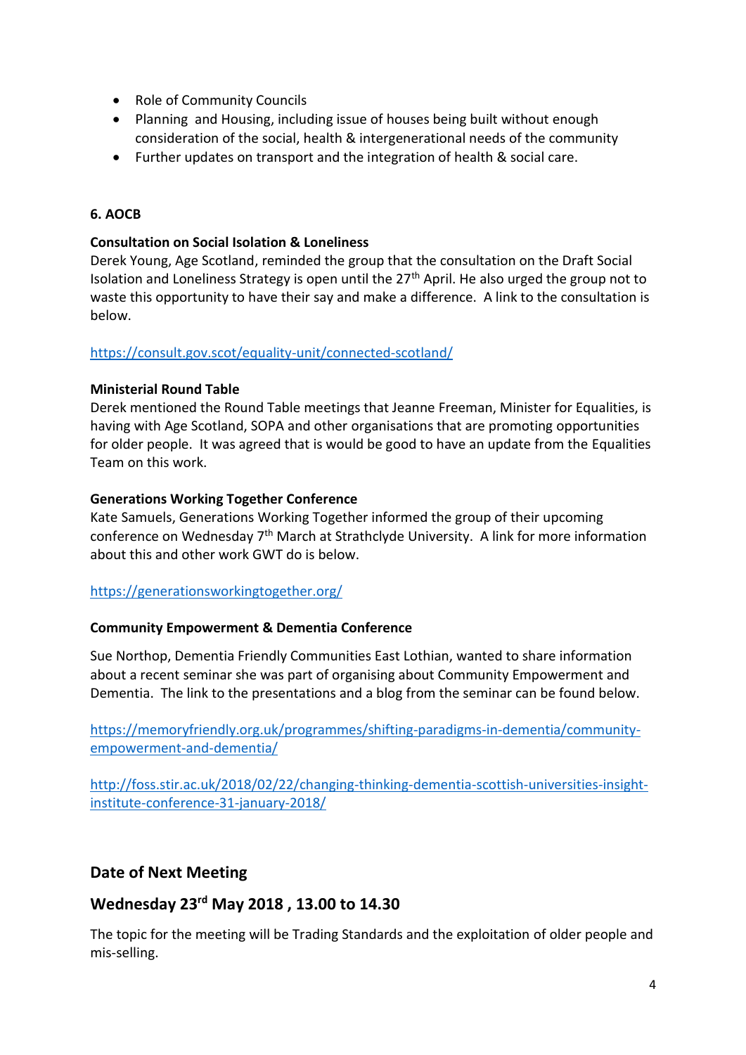- Role of Community Councils
- Planning  and Housing, including issue of houses being built without enough consideration of the social, health & intergenerational needs of the community
- Further updates on transport and the integration of health & social care.

**6. AOCB**

**Consultation on Social Isolation & Loneliness**

Derek Young, Age Scotland, reminded the group that the consultation on the Draft Social Isolation and Loneliness Strategy is open until the 27th April. He also urged the group not to waste this opportunity to have their say and make a difference.  A link to the consultation is below.

https://consult.gov.scot/equality-unit/connected-scotland/

**Ministerial Round Table**

Derek mentioned the Round Table meetings that Jeanne Freeman, Minister for Equalities, is having with Age Scotland, SOPA and other organisations that are promoting opportunities for older people.  It was agreed that is would be good to have an update from the Equalities Team on this work.

**Generations Working Together Conference**

Kate Samuels, Generations Working Together informed the group of their upcoming conference on Wednesday 7th March at Strathclyde University.  A link for more information about this and other work GWT do is below.

https://generationsworkingtogether.org/

**Community Empowerment & Dementia Conference**

Sue Northop, Dementia Friendly Communities East Lothian, wanted to share information about a recent seminar she was part of organising about Community Empowerment and Dementia.  The link to the presentations and a blog from the seminar can be found below.

https://memoryfriendly.org.uk/programmes/shifting-paradigms-in-dementia/community-empowerment-and-dementia/

http://foss.stir.ac.uk/2018/02/22/changing-thinking-dementia-scottish-universities-insight-institute-conference-31-january-2018/

## Date of Next Meeting

## Wednesday 23rd May 2018 , 13.00 to 14.30

The topic for the meeting will be Trading Standards and the exploitation of older people and mis-selling.